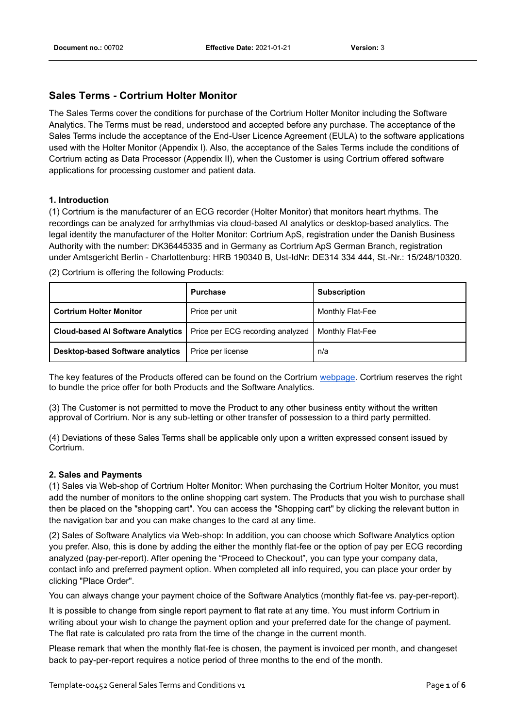# Sales Terms - Cortrium Holter Monitor

The Sales Terms cover the conditions for purchase of the Cortrium Holter Monitor including the Software Analytics. The Terms must be read, understood and accepted before any purchase. The acceptance of the Sales Terms include the acceptance of the End-User Licence Agreement (EULA) to the software applications used with the Holter Monitor (Appendix I). Also, the acceptance of the Sales Terms include the conditions of Cortrium acting as Data Processor (Appendix II), when the Customer is using Cortrium offered software applications for processing customer and patient data.

## 1. Introduction

(1) Cortrium is the manufacturer of an ECG recorder (Holter Monitor) that monitors heart rhythms. The recordings can be analyzed for arrhythmias via cloud-based AI analytics or desktop-based analytics. The legal identity the manufacturer of the Holter Monitor: Cortrium ApS, registration under the Danish Business Authority with the number: DK36445335 and in Germany as Cortrium ApS German Branch, registration under Amtsgericht Berlin - Charlottenburg: HRB 190340 B, Ust-IdNr: DE314 334 444, St.-Nr.: 15/248/10320.

(2) Cortrium is offering the following Products:

| | **Purchase** | **Subscription** |
|---|---|---|
| **Cortrium Holter Monitor** | Price per unit | Monthly Flat-Fee |
| **Cloud-based AI Software Analytics** | Price per ECG recording analyzed | Monthly Flat-Fee |
| **Desktop-based Software analytics** | Price per license | n/a |

The key features of the Products offered can be found on the Cortrium webpage. Cortrium reserves the right to bundle the price offer for both Products and the Software Analytics.

(3) The Customer is not permitted to move the Product to any other business entity without the written approval of Cortrium. Nor is any sub-letting or other transfer of possession to a third party permitted.

(4) Deviations of these Sales Terms shall be applicable only upon a written expressed consent issued by Cortrium.

## 2. Sales and Payments

(1) Sales via Web-shop of Cortrium Holter Monitor: When purchasing the Cortrium Holter Monitor, you must add the number of monitors to the online shopping cart system. The Products that you wish to purchase shall then be placed on the "shopping cart". You can access the "Shopping cart" by clicking the relevant button in the navigation bar and you can make changes to the card at any time.

(2) Sales of Software Analytics via Web-shop: In addition, you can choose which Software Analytics option you prefer. Also, this is done by adding the either the monthly flat-fee or the option of pay per ECG recording analyzed (pay-per-report). After opening the "Proceed to Checkout", you can type your company data, contact info and preferred payment option. When completed all info required, you can place your order by clicking "Place Order".

You can always change your payment choice of the Software Analytics (monthly flat-fee vs. pay-per-report).

It is possible to change from single report payment to flat rate at any time. You must inform Cortrium in writing about your wish to change the payment option and your preferred date for the change of payment. The flat rate is calculated pro rata from the time of the change in the current month.

Please remark that when the monthly flat-fee is chosen, the payment is invoiced per month, and changeset back to pay-per-report requires a notice period of three months to the end of the month.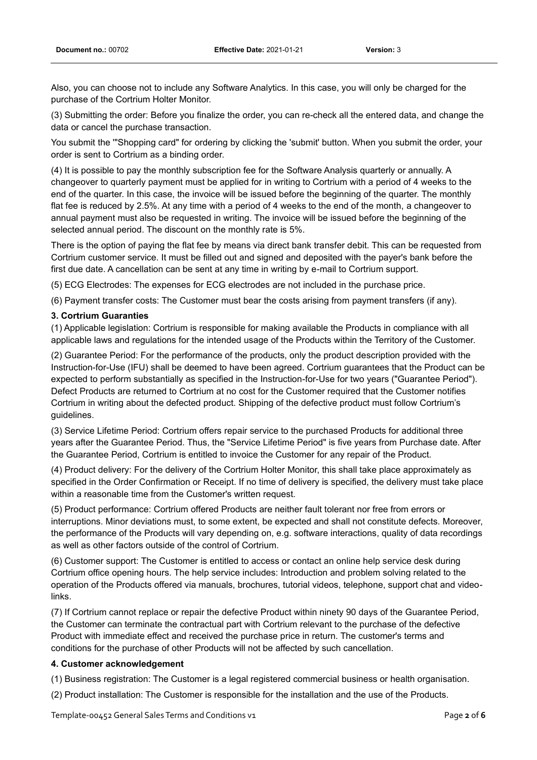Also, you can choose not to include any Software Analytics. In this case, you will only be charged for the purchase of the Cortrium Holter Monitor.

(3) Submitting the order: Before you finalize the order, you can re-check all the entered data, and change the data or cancel the purchase transaction.

You submit the '"Shopping card" for ordering by clicking the 'submit' button. When you submit the order, your order is sent to Cortrium as a binding order.

(4) It is possible to pay the monthly subscription fee for the Software Analysis quarterly or annually. A changeover to quarterly payment must be applied for in writing to Cortrium with a period of 4 weeks to the end of the quarter. In this case, the invoice will be issued before the beginning of the quarter. The monthly flat fee is reduced by 2.5%. At any time with a period of 4 weeks to the end of the month, a changeover to annual payment must also be requested in writing. The invoice will be issued before the beginning of the selected annual period. The discount on the monthly rate is 5%.

There is the option of paying the flat fee by means via direct bank transfer debit. This can be requested from Cortrium customer service. It must be filled out and signed and deposited with the payer's bank before the first due date. A cancellation can be sent at any time in writing by e-mail to Cortrium support.

(5) ECG Electrodes: The expenses for ECG electrodes are not included in the purchase price.

(6) Payment transfer costs: The Customer must bear the costs arising from payment transfers (if any).

### 3. Cortrium Guaranties

(1) Applicable legislation: Cortrium is responsible for making available the Products in compliance with all applicable laws and regulations for the intended usage of the Products within the Territory of the Customer.

(2) Guarantee Period: For the performance of the products, only the product description provided with the Instruction-for-Use (IFU) shall be deemed to have been agreed. Cortrium guarantees that the Product can be expected to perform substantially as specified in the Instruction-for-Use for two years ("Guarantee Period"). Defect Products are returned to Cortrium at no cost for the Customer required that the Customer notifies Cortrium in writing about the defected product. Shipping of the defective product must follow Cortrium's guidelines.

(3) Service Lifetime Period: Cortrium offers repair service to the purchased Products for additional three years after the Guarantee Period. Thus, the "Service Lifetime Period" is five years from Purchase date. After the Guarantee Period, Cortrium is entitled to invoice the Customer for any repair of the Product.

(4) Product delivery: For the delivery of the Cortrium Holter Monitor, this shall take place approximately as specified in the Order Confirmation or Receipt. If no time of delivery is specified, the delivery must take place within a reasonable time from the Customer's written request.

(5) Product performance: Cortrium offered Products are neither fault tolerant nor free from errors or interruptions. Minor deviations must, to some extent, be expected and shall not constitute defects. Moreover, the performance of the Products will vary depending on, e.g. software interactions, quality of data recordings as well as other factors outside of the control of Cortrium.

(6) Customer support: The Customer is entitled to access or contact an online help service desk during Cortrium office opening hours. The help service includes: Introduction and problem solving related to the operation of the Products offered via manuals, brochures, tutorial videos, telephone, support chat and video-links.

(7) If Cortrium cannot replace or repair the defective Product within ninety 90 days of the Guarantee Period, the Customer can terminate the contractual part with Cortrium relevant to the purchase of the defective Product with immediate effect and received the purchase price in return. The customer's terms and conditions for the purchase of other Products will not be affected by such cancellation.

### 4. Customer acknowledgement

(1) Business registration: The Customer is a legal registered commercial business or health organisation.

(2) Product installation: The Customer is responsible for the installation and the use of the Products.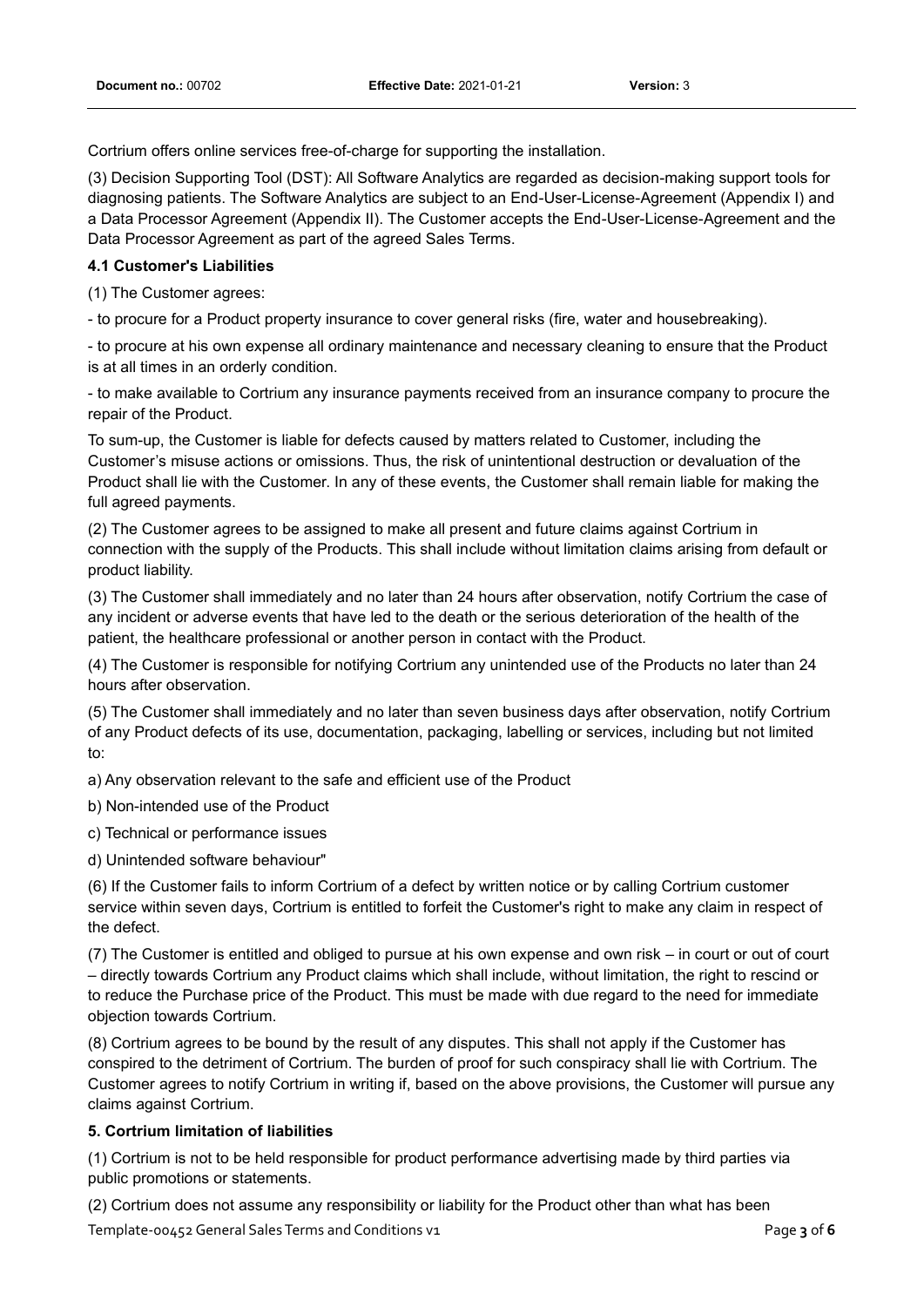Cortrium offers online services free-of-charge for supporting the installation.

(3) Decision Supporting Tool (DST): All Software Analytics are regarded as decision-making support tools for diagnosing patients. The Software Analytics are subject to an End-User-License-Agreement (Appendix I) and a Data Processor Agreement (Appendix II). The Customer accepts the End-User-License-Agreement and the Data Processor Agreement as part of the agreed Sales Terms.

**4.1 Customer's Liabilities**

(1) The Customer agrees:

- to procure for a Product property insurance to cover general risks (fire, water and housebreaking).

- to procure at his own expense all ordinary maintenance and necessary cleaning to ensure that the Product is at all times in an orderly condition.

- to make available to Cortrium any insurance payments received from an insurance company to procure the repair of the Product.

To sum-up, the Customer is liable for defects caused by matters related to Customer, including the Customer's misuse actions or omissions. Thus, the risk of unintentional destruction or devaluation of the Product shall lie with the Customer. In any of these events, the Customer shall remain liable for making the full agreed payments.

(2) The Customer agrees to be assigned to make all present and future claims against Cortrium in connection with the supply of the Products. This shall include without limitation claims arising from default or product liability.

(3) The Customer shall immediately and no later than 24 hours after observation, notify Cortrium the case of any incident or adverse events that have led to the death or the serious deterioration of the health of the patient, the healthcare professional or another person in contact with the Product.

(4) The Customer is responsible for notifying Cortrium any unintended use of the Products no later than 24 hours after observation.

(5) The Customer shall immediately and no later than seven business days after observation, notify Cortrium of any Product defects of its use, documentation, packaging, labelling or services, including but not limited to:

a) Any observation relevant to the safe and efficient use of the Product

b) Non-intended use of the Product

c) Technical or performance issues

d) Unintended software behaviour"

(6) If the Customer fails to inform Cortrium of a defect by written notice or by calling Cortrium customer service within seven days, Cortrium is entitled to forfeit the Customer's right to make any claim in respect of the defect.

(7) The Customer is entitled and obliged to pursue at his own expense and own risk – in court or out of court – directly towards Cortrium any Product claims which shall include, without limitation, the right to rescind or to reduce the Purchase price of the Product. This must be made with due regard to the need for immediate objection towards Cortrium.

(8) Cortrium agrees to be bound by the result of any disputes. This shall not apply if the Customer has conspired to the detriment of Cortrium. The burden of proof for such conspiracy shall lie with Cortrium. The Customer agrees to notify Cortrium in writing if, based on the above provisions, the Customer will pursue any claims against Cortrium.

**5. Cortrium limitation of liabilities**

(1) Cortrium is not to be held responsible for product performance advertising made by third parties via public promotions or statements.

(2) Cortrium does not assume any responsibility or liability for the Product other than what has been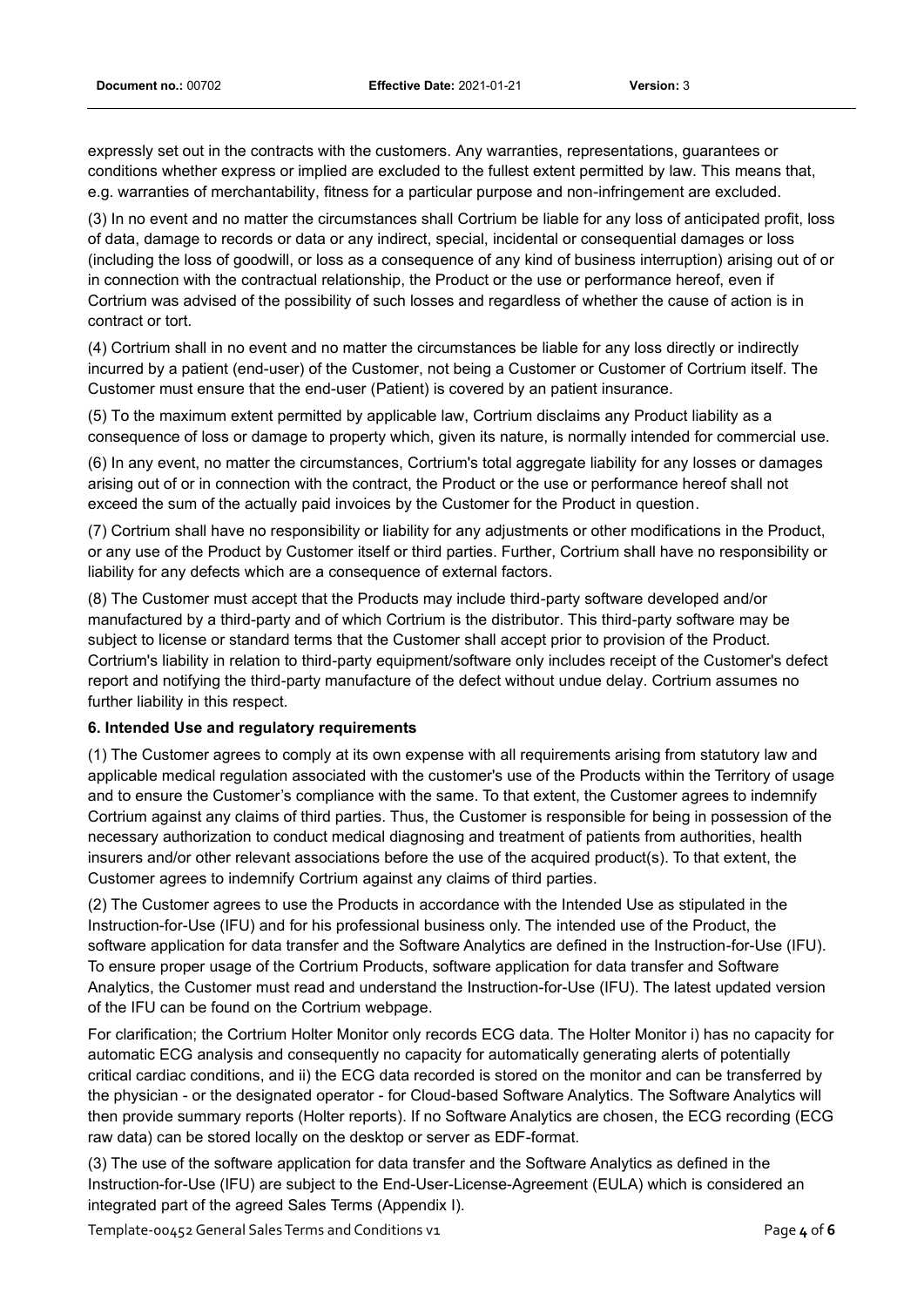expressly set out in the contracts with the customers. Any warranties, representations, guarantees or conditions whether express or implied are excluded to the fullest extent permitted by law. This means that, e.g. warranties of merchantability, fitness for a particular purpose and non-infringement are excluded.

(3) In no event and no matter the circumstances shall Cortrium be liable for any loss of anticipated profit, loss of data, damage to records or data or any indirect, special, incidental or consequential damages or loss (including the loss of goodwill, or loss as a consequence of any kind of business interruption) arising out of or in connection with the contractual relationship, the Product or the use or performance hereof, even if Cortrium was advised of the possibility of such losses and regardless of whether the cause of action is in contract or tort.

(4) Cortrium shall in no event and no matter the circumstances be liable for any loss directly or indirectly incurred by a patient (end-user) of the Customer, not being a Customer or Customer of Cortrium itself. The Customer must ensure that the end-user (Patient) is covered by an patient insurance.

(5) To the maximum extent permitted by applicable law, Cortrium disclaims any Product liability as a consequence of loss or damage to property which, given its nature, is normally intended for commercial use.

(6) In any event, no matter the circumstances, Cortrium's total aggregate liability for any losses or damages arising out of or in connection with the contract, the Product or the use or performance hereof shall not exceed the sum of the actually paid invoices by the Customer for the Product in question.

(7) Cortrium shall have no responsibility or liability for any adjustments or other modifications in the Product, or any use of the Product by Customer itself or third parties. Further, Cortrium shall have no responsibility or liability for any defects which are a consequence of external factors.

(8) The Customer must accept that the Products may include third-party software developed and/or manufactured by a third-party and of which Cortrium is the distributor. This third-party software may be subject to license or standard terms that the Customer shall accept prior to provision of the Product. Cortrium's liability in relation to third-party equipment/software only includes receipt of the Customer's defect report and notifying the third-party manufacture of the defect without undue delay. Cortrium assumes no further liability in this respect.

**6. Intended Use and regulatory requirements**

(1) The Customer agrees to comply at its own expense with all requirements arising from statutory law and applicable medical regulation associated with the customer's use of the Products within the Territory of usage and to ensure the Customer's compliance with the same. To that extent, the Customer agrees to indemnify Cortrium against any claims of third parties. Thus, the Customer is responsible for being in possession of the necessary authorization to conduct medical diagnosing and treatment of patients from authorities, health insurers and/or other relevant associations before the use of the acquired product(s). To that extent, the Customer agrees to indemnify Cortrium against any claims of third parties.

(2) The Customer agrees to use the Products in accordance with the Intended Use as stipulated in the Instruction-for-Use (IFU) and for his professional business only. The intended use of the Product, the software application for data transfer and the Software Analytics are defined in the Instruction-for-Use (IFU). To ensure proper usage of the Cortrium Products, software application for data transfer and Software Analytics, the Customer must read and understand the Instruction-for-Use (IFU). The latest updated version of the IFU can be found on the Cortrium webpage.

For clarification; the Cortrium Holter Monitor only records ECG data. The Holter Monitor i) has no capacity for automatic ECG analysis and consequently no capacity for automatically generating alerts of potentially critical cardiac conditions, and ii) the ECG data recorded is stored on the monitor and can be transferred by the physician - or the designated operator - for Cloud-based Software Analytics. The Software Analytics will then provide summary reports (Holter reports). If no Software Analytics are chosen, the ECG recording (ECG raw data) can be stored locally on the desktop or server as EDF-format.

(3) The use of the software application for data transfer and the Software Analytics as defined in the Instruction-for-Use (IFU) are subject to the End-User-License-Agreement (EULA) which is considered an integrated part of the agreed Sales Terms (Appendix I).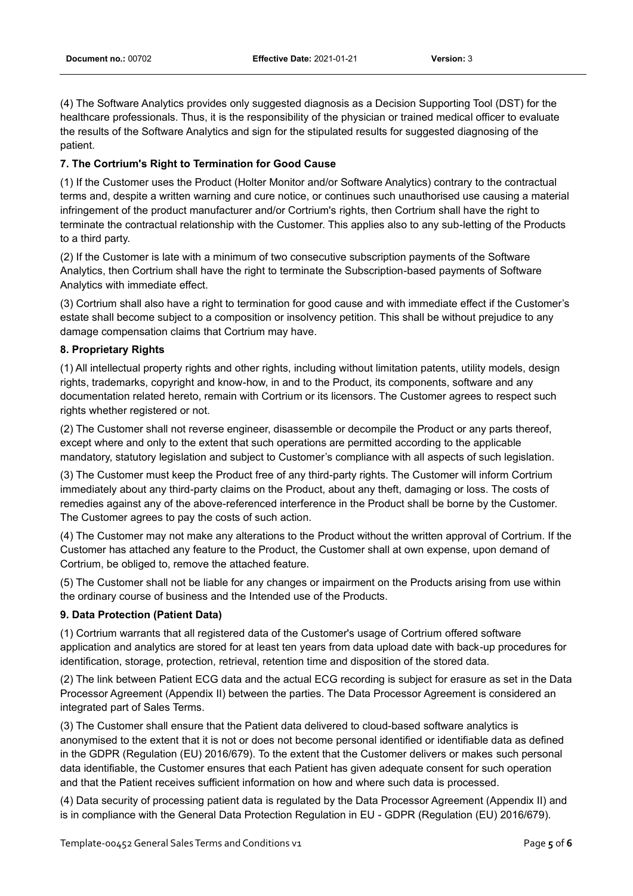(4) The Software Analytics provides only suggested diagnosis as a Decision Supporting Tool (DST) for the healthcare professionals. Thus, it is the responsibility of the physician or trained medical officer to evaluate the results of the Software Analytics and sign for the stipulated results for suggested diagnosing of the patient.

**7. The Cortrium's Right to Termination for Good Cause**

(1) If the Customer uses the Product (Holter Monitor and/or Software Analytics) contrary to the contractual terms and, despite a written warning and cure notice, or continues such unauthorised use causing a material infringement of the product manufacturer and/or Cortrium's rights, then Cortrium shall have the right to terminate the contractual relationship with the Customer. This applies also to any sub-letting of the Products to a third party.

(2) If the Customer is late with a minimum of two consecutive subscription payments of the Software Analytics, then Cortrium shall have the right to terminate the Subscription-based payments of Software Analytics with immediate effect.

(3) Cortrium shall also have a right to termination for good cause and with immediate effect if the Customer's estate shall become subject to a composition or insolvency petition. This shall be without prejudice to any damage compensation claims that Cortrium may have.

**8. Proprietary Rights**

(1) All intellectual property rights and other rights, including without limitation patents, utility models, design rights, trademarks, copyright and know-how, in and to the Product, its components, software and any documentation related hereto, remain with Cortrium or its licensors. The Customer agrees to respect such rights whether registered or not.

(2) The Customer shall not reverse engineer, disassemble or decompile the Product or any parts thereof, except where and only to the extent that such operations are permitted according to the applicable mandatory, statutory legislation and subject to Customer's compliance with all aspects of such legislation.

(3) The Customer must keep the Product free of any third-party rights. The Customer will inform Cortrium immediately about any third-party claims on the Product, about any theft, damaging or loss. The costs of remedies against any of the above-referenced interference in the Product shall be borne by the Customer. The Customer agrees to pay the costs of such action.

(4) The Customer may not make any alterations to the Product without the written approval of Cortrium. If the Customer has attached any feature to the Product, the Customer shall at own expense, upon demand of Cortrium, be obliged to, remove the attached feature.

(5) The Customer shall not be liable for any changes or impairment on the Products arising from use within the ordinary course of business and the Intended use of the Products.

**9. Data Protection (Patient Data)**

(1) Cortrium warrants that all registered data of the Customer's usage of Cortrium offered software application and analytics are stored for at least ten years from data upload date with back-up procedures for identification, storage, protection, retrieval, retention time and disposition of the stored data.

(2) The link between Patient ECG data and the actual ECG recording is subject for erasure as set in the Data Processor Agreement (Appendix II) between the parties. The Data Processor Agreement is considered an integrated part of Sales Terms.

(3) The Customer shall ensure that the Patient data delivered to cloud-based software analytics is anonymised to the extent that it is not or does not become personal identified or identifiable data as defined in the GDPR (Regulation (EU) 2016/679). To the extent that the Customer delivers or makes such personal data identifiable, the Customer ensures that each Patient has given adequate consent for such operation and that the Patient receives sufficient information on how and where such data is processed.

(4) Data security of processing patient data is regulated by the Data Processor Agreement (Appendix II) and is in compliance with the General Data Protection Regulation in EU - GDPR (Regulation (EU) 2016/679).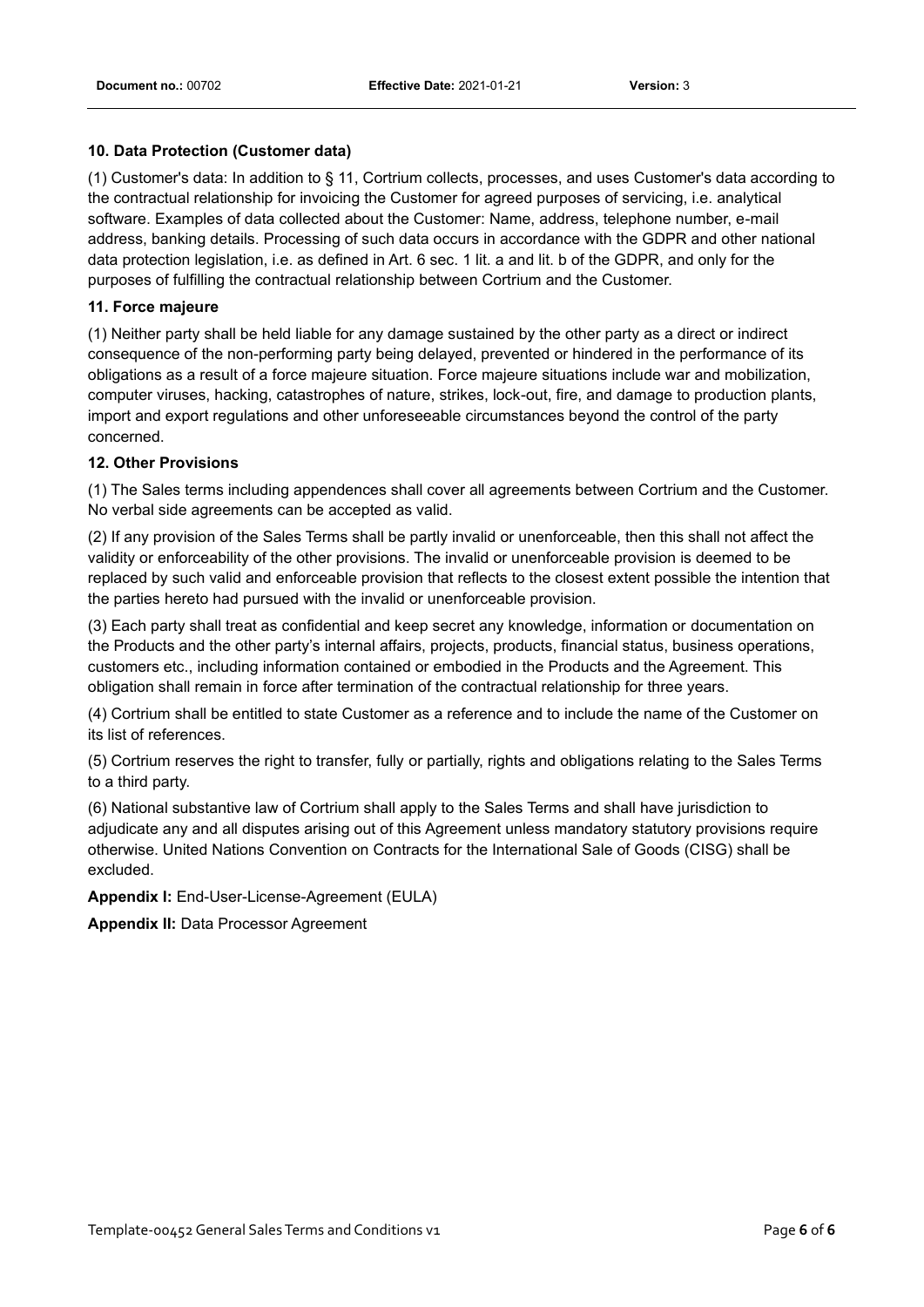### 10. Data Protection (Customer data)

(1) Customer's data: In addition to § 11, Cortrium collects, processes, and uses Customer's data according to the contractual relationship for invoicing the Customer for agreed purposes of servicing, i.e. analytical software. Examples of data collected about the Customer: Name, address, telephone number, e-mail address, banking details. Processing of such data occurs in accordance with the GDPR and other national data protection legislation, i.e. as defined in Art. 6 sec. 1 lit. a and lit. b of the GDPR, and only for the purposes of fulfilling the contractual relationship between Cortrium and the Customer.

### 11. Force majeure

(1) Neither party shall be held liable for any damage sustained by the other party as a direct or indirect consequence of the non-performing party being delayed, prevented or hindered in the performance of its obligations as a result of a force majeure situation. Force majeure situations include war and mobilization, computer viruses, hacking, catastrophes of nature, strikes, lock-out, fire, and damage to production plants, import and export regulations and other unforeseeable circumstances beyond the control of the party concerned.

### 12. Other Provisions

(1) The Sales terms including appendences shall cover all agreements between Cortrium and the Customer. No verbal side agreements can be accepted as valid.

(2) If any provision of the Sales Terms shall be partly invalid or unenforceable, then this shall not affect the validity or enforceability of the other provisions. The invalid or unenforceable provision is deemed to be replaced by such valid and enforceable provision that reflects to the closest extent possible the intention that the parties hereto had pursued with the invalid or unenforceable provision.

(3) Each party shall treat as confidential and keep secret any knowledge, information or documentation on the Products and the other party's internal affairs, projects, products, financial status, business operations, customers etc., including information contained or embodied in the Products and the Agreement. This obligation shall remain in force after termination of the contractual relationship for three years.

(4) Cortrium shall be entitled to state Customer as a reference and to include the name of the Customer on its list of references.

(5) Cortrium reserves the right to transfer, fully or partially, rights and obligations relating to the Sales Terms to a third party.

(6) National substantive law of Cortrium shall apply to the Sales Terms and shall have jurisdiction to adjudicate any and all disputes arising out of this Agreement unless mandatory statutory provisions require otherwise. United Nations Convention on Contracts for the International Sale of Goods (CISG) shall be excluded.

**Appendix I:** End-User-License-Agreement (EULA)

**Appendix II:** Data Processor Agreement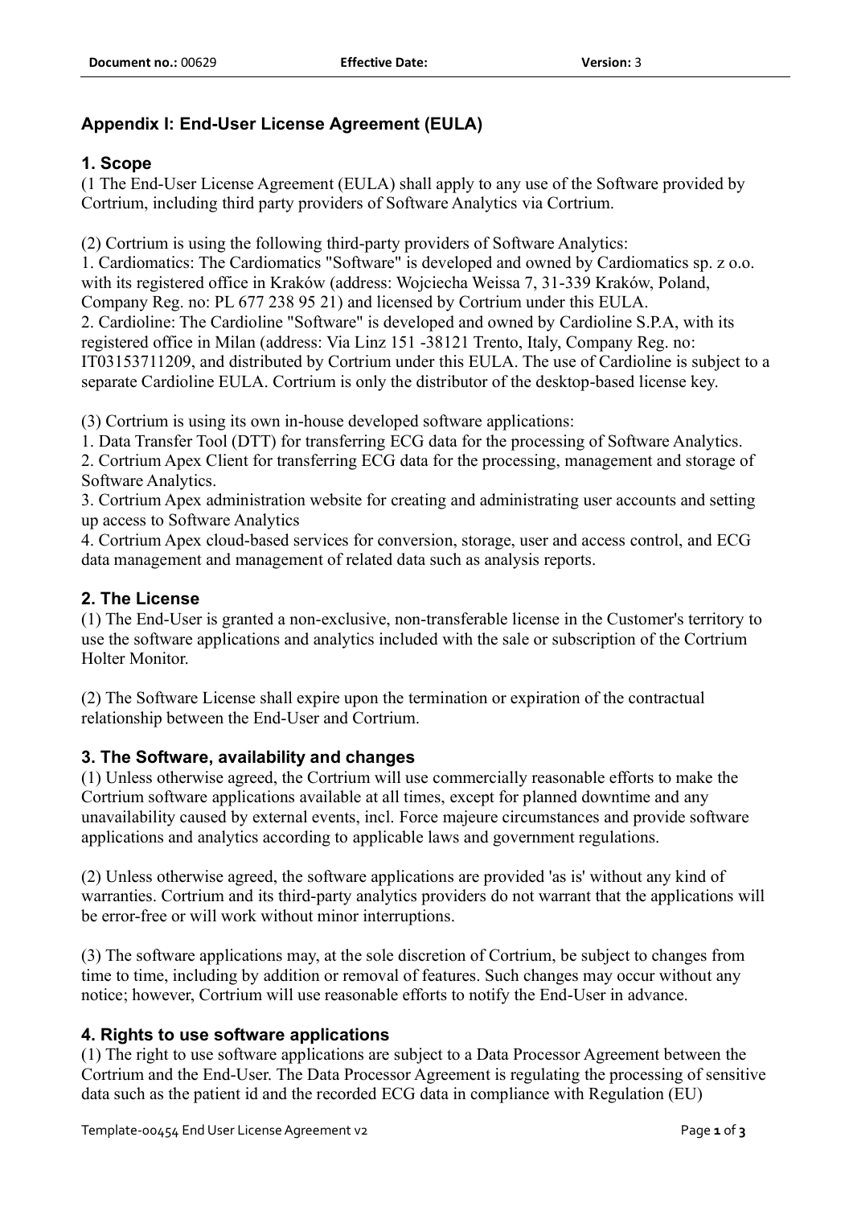## Appendix I: End-User License Agreement (EULA)

### 1. Scope

(1 The End-User License Agreement (EULA) shall apply to any use of the Software provided by Cortrium, including third party providers of Software Analytics via Cortrium.

(2) Cortrium is using the following third-party providers of Software Analytics:

1. Cardiomatics: The Cardiomatics "Software" is developed and owned by Cardiomatics sp. z o.o. with its registered office in Kraków (address: Wojciecha Weissa 7, 31-339 Kraków, Poland, Company Reg. no: PL 677 238 95 21) and licensed by Cortrium under this EULA.
2. Cardioline: The Cardioline "Software" is developed and owned by Cardioline S.P.A, with its registered office in Milan (address: Via Linz 151 -38121 Trento, Italy, Company Reg. no: IT03153711209, and distributed by Cortrium under this EULA. The use of Cardioline is subject to a separate Cardioline EULA. Cortrium is only the distributor of the desktop-based license key.

(3) Cortrium is using its own in-house developed software applications:

1. Data Transfer Tool (DTT) for transferring ECG data for the processing of Software Analytics.
2. Cortrium Apex Client for transferring ECG data for the processing, management and storage of Software Analytics.
3. Cortrium Apex administration website for creating and administrating user accounts and setting up access to Software Analytics
4. Cortrium Apex cloud-based services for conversion, storage, user and access control, and ECG data management and management of related data such as analysis reports.

### 2. The License

(1) The End-User is granted a non-exclusive, non-transferable license in the Customer's territory to use the software applications and analytics included with the sale or subscription of the Cortrium Holter Monitor.

(2) The Software License shall expire upon the termination or expiration of the contractual relationship between the End-User and Cortrium.

### 3. The Software, availability and changes

(1) Unless otherwise agreed, the Cortrium will use commercially reasonable efforts to make the Cortrium software applications available at all times, except for planned downtime and any unavailability caused by external events, incl. Force majeure circumstances and provide software applications and analytics according to applicable laws and government regulations.

(2) Unless otherwise agreed, the software applications are provided 'as is' without any kind of warranties. Cortrium and its third-party analytics providers do not warrant that the applications will be error-free or will work without minor interruptions.

(3) The software applications may, at the sole discretion of Cortrium, be subject to changes from time to time, including by addition or removal of features. Such changes may occur without any notice; however, Cortrium will use reasonable efforts to notify the End-User in advance.

### 4. Rights to use software applications

(1) The right to use software applications are subject to a Data Processor Agreement between the Cortrium and the End-User. The Data Processor Agreement is regulating the processing of sensitive data such as the patient id and the recorded ECG data in compliance with Regulation (EU)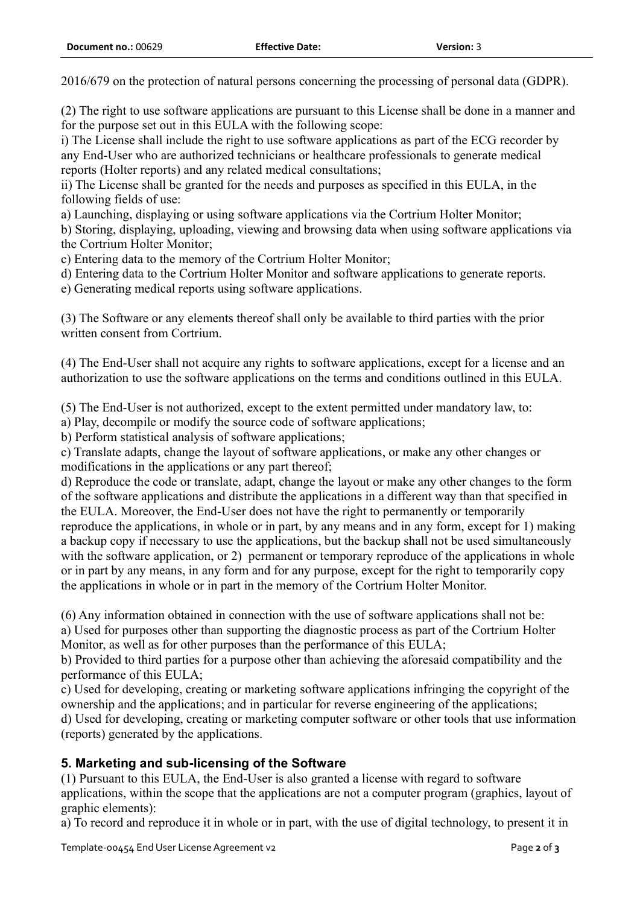2016/679 on the protection of natural persons concerning the processing of personal data (GDPR).

(2) The right to use software applications are pursuant to this License shall be done in a manner and for the purpose set out in this EULA with the following scope:
i) The License shall include the right to use software applications as part of the ECG recorder by any End-User who are authorized technicians or healthcare professionals to generate medical reports (Holter reports) and any related medical consultations;
ii) The License shall be granted for the needs and purposes as specified in this EULA, in the following fields of use:
a) Launching, displaying or using software applications via the Cortrium Holter Monitor;
b) Storing, displaying, uploading, viewing and browsing data when using software applications via the Cortrium Holter Monitor;
c) Entering data to the memory of the Cortrium Holter Monitor;
d) Entering data to the Cortrium Holter Monitor and software applications to generate reports.
e) Generating medical reports using software applications.

(3) The Software or any elements thereof shall only be available to third parties with the prior written consent from Cortrium.

(4) The End-User shall not acquire any rights to software applications, except for a license and an authorization to use the software applications on the terms and conditions outlined in this EULA.

(5) The End-User is not authorized, except to the extent permitted under mandatory law, to:
a) Play, decompile or modify the source code of software applications;
b) Perform statistical analysis of software applications;
c) Translate adapts, change the layout of software applications, or make any other changes or modifications in the applications or any part thereof;
d) Reproduce the code or translate, adapt, change the layout or make any other changes to the form of the software applications and distribute the applications in a different way than that specified in the EULA. Moreover, the End-User does not have the right to permanently or temporarily reproduce the applications, in whole or in part, by any means and in any form, except for 1) making a backup copy if necessary to use the applications, but the backup shall not be used simultaneously with the software application, or 2) permanent or temporary reproduce of the applications in whole or in part by any means, in any form and for any purpose, except for the right to temporarily copy the applications in whole or in part in the memory of the Cortrium Holter Monitor.

(6) Any information obtained in connection with the use of software applications shall not be:
a) Used for purposes other than supporting the diagnostic process as part of the Cortrium Holter Monitor, as well as for other purposes than the performance of this EULA;
b) Provided to third parties for a purpose other than achieving the aforesaid compatibility and the performance of this EULA;
c) Used for developing, creating or marketing software applications infringing the copyright of the ownership and the applications; and in particular for reverse engineering of the applications;
d) Used for developing, creating or marketing computer software or other tools that use information (reports) generated by the applications.

## 5. Marketing and sub-licensing of the Software

(1) Pursuant to this EULA, the End-User is also granted a license with regard to software applications, within the scope that the applications are not a computer program (graphics, layout of graphic elements):
a) To record and reproduce it in whole or in part, with the use of digital technology, to present it in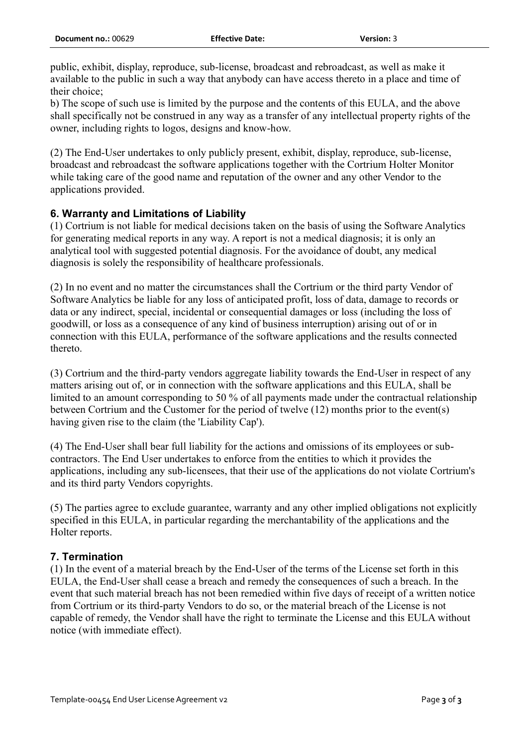public, exhibit, display, reproduce, sub-license, broadcast and rebroadcast, as well as make it available to the public in such a way that anybody can have access thereto in a place and time of their choice;
b) The scope of such use is limited by the purpose and the contents of this EULA, and the above shall specifically not be construed in any way as a transfer of any intellectual property rights of the owner, including rights to logos, designs and know-how.

(2) The End-User undertakes to only publicly present, exhibit, display, reproduce, sub-license, broadcast and rebroadcast the software applications together with the Cortrium Holter Monitor while taking care of the good name and reputation of the owner and any other Vendor to the applications provided.

### 6. Warranty and Limitations of Liability

(1) Cortrium is not liable for medical decisions taken on the basis of using the Software Analytics for generating medical reports in any way. A report is not a medical diagnosis; it is only an analytical tool with suggested potential diagnosis. For the avoidance of doubt, any medical diagnosis is solely the responsibility of healthcare professionals.

(2) In no event and no matter the circumstances shall the Cortrium or the third party Vendor of Software Analytics be liable for any loss of anticipated profit, loss of data, damage to records or data or any indirect, special, incidental or consequential damages or loss (including the loss of goodwill, or loss as a consequence of any kind of business interruption) arising out of or in connection with this EULA, performance of the software applications and the results connected thereto.

(3) Cortrium and the third-party vendors aggregate liability towards the End-User in respect of any matters arising out of, or in connection with the software applications and this EULA, shall be limited to an amount corresponding to 50 % of all payments made under the contractual relationship between Cortrium and the Customer for the period of twelve (12) months prior to the event(s) having given rise to the claim (the 'Liability Cap').

(4) The End-User shall bear full liability for the actions and omissions of its employees or sub-contractors. The End User undertakes to enforce from the entities to which it provides the applications, including any sub-licensees, that their use of the applications do not violate Cortrium's and its third party Vendors copyrights.

(5) The parties agree to exclude guarantee, warranty and any other implied obligations not explicitly specified in this EULA, in particular regarding the merchantability of the applications and the Holter reports.

### 7. Termination

(1) In the event of a material breach by the End-User of the terms of the License set forth in this EULA, the End-User shall cease a breach and remedy the consequences of such a breach. In the event that such material breach has not been remedied within five days of receipt of a written notice from Cortrium or its third-party Vendors to do so, or the material breach of the License is not capable of remedy, the Vendor shall have the right to terminate the License and this EULA without notice (with immediate effect).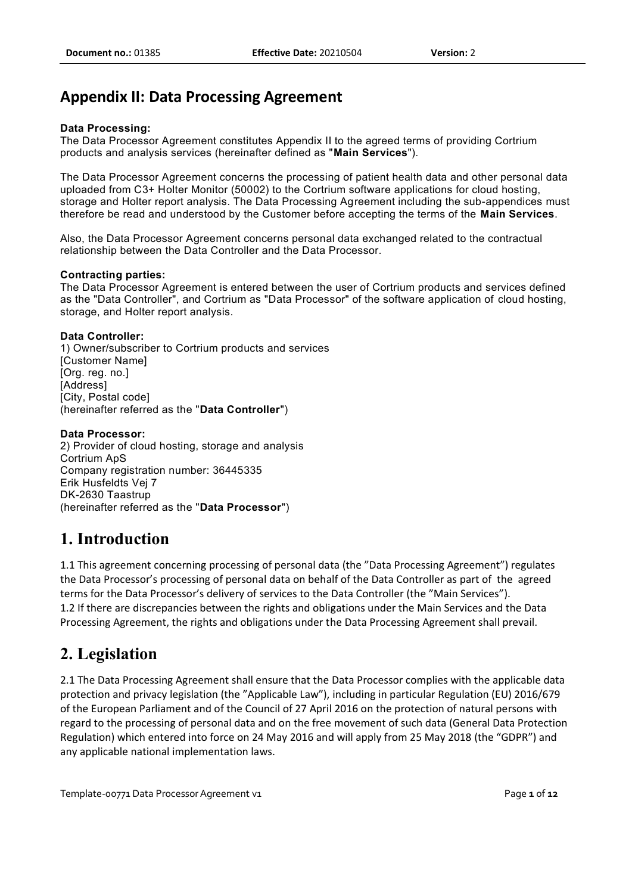# Appendix II: Data Processing Agreement

**Data Processing:**
The Data Processor Agreement constitutes Appendix II to the agreed terms of providing Cortrium products and analysis services (hereinafter defined as "**Main Services**").

The Data Processor Agreement concerns the processing of patient health data and other personal data uploaded from C3+ Holter Monitor (50002) to the Cortrium software applications for cloud hosting, storage and Holter report analysis. The Data Processing Agreement including the sub-appendices must therefore be read and understood by the Customer before accepting the terms of the **Main Services**.

Also, the Data Processor Agreement concerns personal data exchanged related to the contractual relationship between the Data Controller and the Data Processor.

**Contracting parties:**
The Data Processor Agreement is entered between the user of Cortrium products and services defined as the "Data Controller", and Cortrium as "Data Processor" of the software application of cloud hosting, storage, and Holter report analysis.

**Data Controller:**
1) Owner/subscriber to Cortrium products and services
[Customer Name]
[Org. reg. no.]
[Address]
[City, Postal code]
(hereinafter referred as the "**Data Controller**")

**Data Processor:**
2) Provider of cloud hosting, storage and analysis
Cortrium ApS
Company registration number: 36445335
Erik Husfeldts Vej 7
DK-2630 Taastrup
(hereinafter referred as the "**Data Processor**")

# 1. Introduction

1.1 This agreement concerning processing of personal data (the "Data Processing Agreement") regulates the Data Processor's processing of personal data on behalf of the Data Controller as part of the agreed terms for the Data Processor's delivery of services to the Data Controller (the "Main Services").
1.2 If there are discrepancies between the rights and obligations under the Main Services and the Data Processing Agreement, the rights and obligations under the Data Processing Agreement shall prevail.

# 2. Legislation

2.1 The Data Processing Agreement shall ensure that the Data Processor complies with the applicable data protection and privacy legislation (the "Applicable Law"), including in particular Regulation (EU) 2016/679 of the European Parliament and of the Council of 27 April 2016 on the protection of natural persons with regard to the processing of personal data and on the free movement of such data (General Data Protection Regulation) which entered into force on 24 May 2016 and will apply from 25 May 2018 (the "GDPR") and any applicable national implementation laws.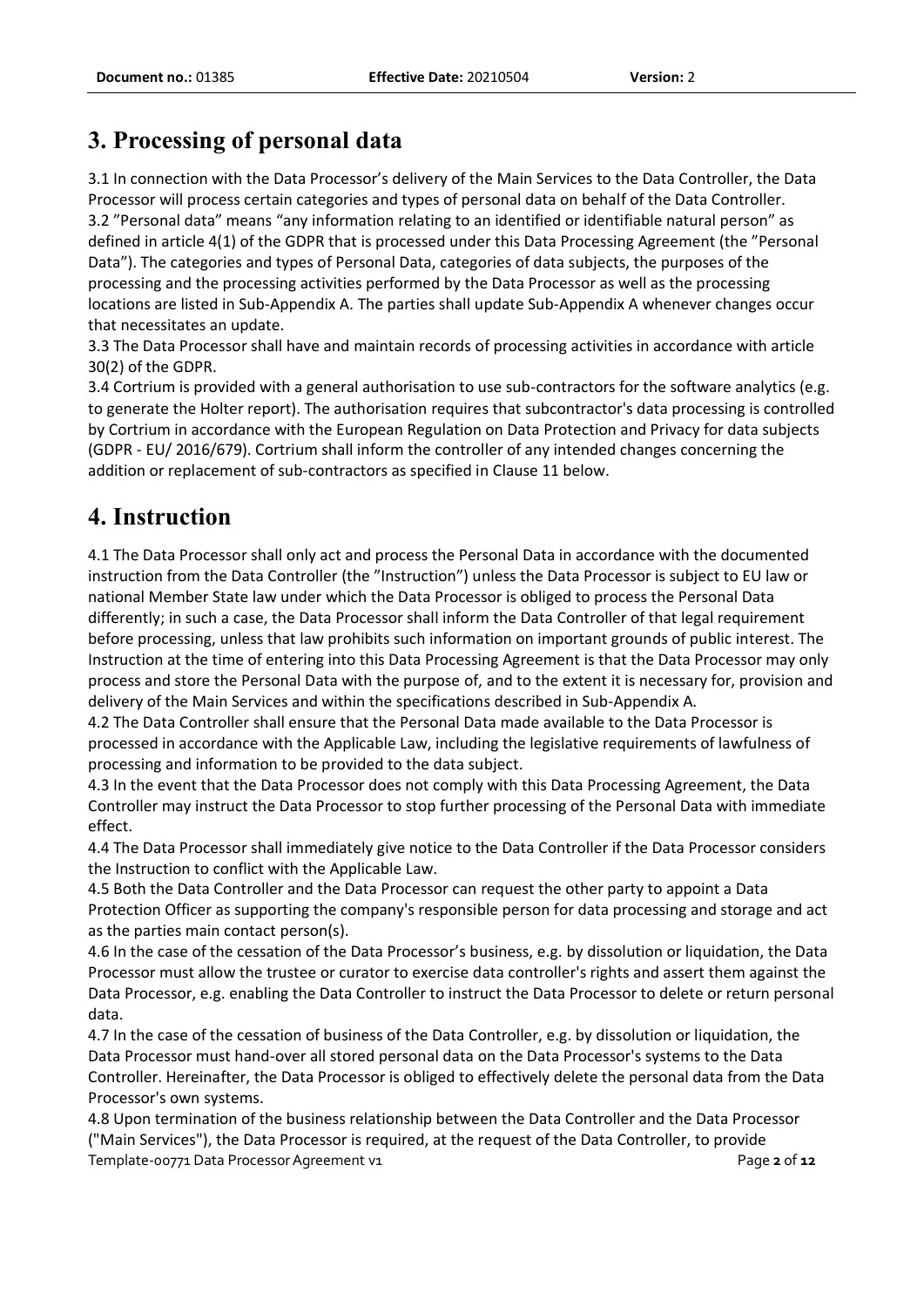# 3. Processing of personal data

3.1 In connection with the Data Processor's delivery of the Main Services to the Data Controller, the Data Processor will process certain categories and types of personal data on behalf of the Data Controller.

3.2 ”Personal data” means “any information relating to an identified or identifiable natural person” as defined in article 4(1) of the GDPR that is processed under this Data Processing Agreement (the ”Personal Data”). The categories and types of Personal Data, categories of data subjects, the purposes of the processing and the processing activities performed by the Data Processor as well as the processing locations are listed in Sub-Appendix A. The parties shall update Sub-Appendix A whenever changes occur that necessitates an update.

3.3 The Data Processor shall have and maintain records of processing activities in accordance with article 30(2) of the GDPR.

3.4 Cortrium is provided with a general authorisation to use sub-contractors for the software analytics (e.g. to generate the Holter report). The authorisation requires that subcontractor's data processing is controlled by Cortrium in accordance with the European Regulation on Data Protection and Privacy for data subjects (GDPR - EU/ 2016/679). Cortrium shall inform the controller of any intended changes concerning the addition or replacement of sub-contractors as specified in Clause 11 below.

# 4. Instruction

4.1 The Data Processor shall only act and process the Personal Data in accordance with the documented instruction from the Data Controller (the ”Instruction”) unless the Data Processor is subject to EU law or national Member State law under which the Data Processor is obliged to process the Personal Data differently; in such a case, the Data Processor shall inform the Data Controller of that legal requirement before processing, unless that law prohibits such information on important grounds of public interest. The Instruction at the time of entering into this Data Processing Agreement is that the Data Processor may only process and store the Personal Data with the purpose of, and to the extent it is necessary for, provision and delivery of the Main Services and within the specifications described in Sub-Appendix A.

4.2 The Data Controller shall ensure that the Personal Data made available to the Data Processor is processed in accordance with the Applicable Law, including the legislative requirements of lawfulness of processing and information to be provided to the data subject.

4.3 In the event that the Data Processor does not comply with this Data Processing Agreement, the Data Controller may instruct the Data Processor to stop further processing of the Personal Data with immediate effect.

4.4 The Data Processor shall immediately give notice to the Data Controller if the Data Processor considers the Instruction to conflict with the Applicable Law.

4.5 Both the Data Controller and the Data Processor can request the other party to appoint a Data Protection Officer as supporting the company's responsible person for data processing and storage and act as the parties main contact person(s).

4.6 In the case of the cessation of the Data Processor's business, e.g. by dissolution or liquidation, the Data Processor must allow the trustee or curator to exercise data controller's rights and assert them against the Data Processor, e.g. enabling the Data Controller to instruct the Data Processor to delete or return personal data.

4.7 In the case of the cessation of business of the Data Controller, e.g. by dissolution or liquidation, the Data Processor must hand-over all stored personal data on the Data Processor's systems to the Data Controller. Hereinafter, the Data Processor is obliged to effectively delete the personal data from the Data Processor's own systems.

4.8 Upon termination of the business relationship between the Data Controller and the Data Processor ("Main Services"), the Data Processor is required, at the request of the Data Controller, to provide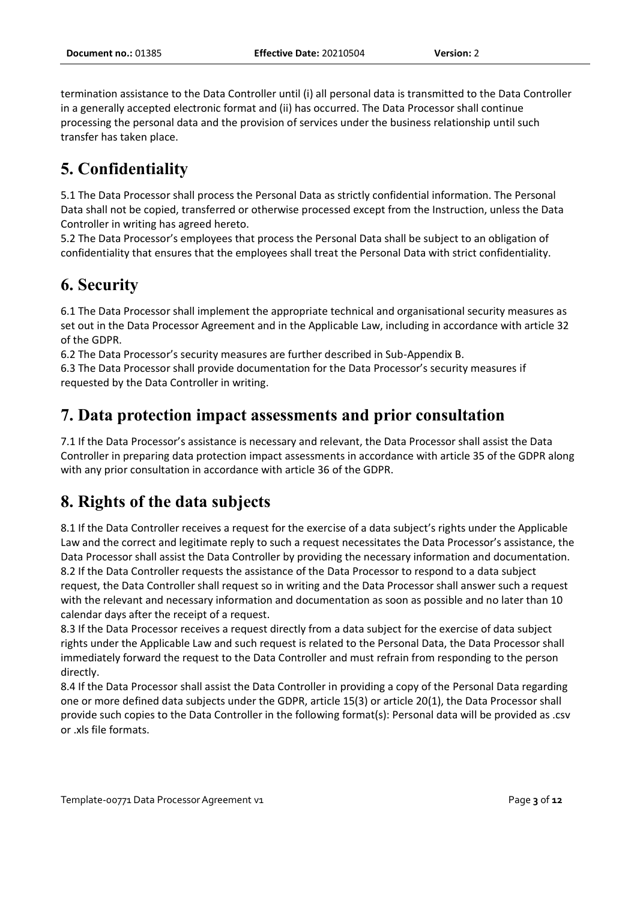termination assistance to the Data Controller until (i) all personal data is transmitted to the Data Controller in a generally accepted electronic format and (ii) has occurred. The Data Processor shall continue processing the personal data and the provision of services under the business relationship until such transfer has taken place.

# 5. Confidentiality

5.1 The Data Processor shall process the Personal Data as strictly confidential information. The Personal Data shall not be copied, transferred or otherwise processed except from the Instruction, unless the Data Controller in writing has agreed hereto.
5.2 The Data Processor's employees that process the Personal Data shall be subject to an obligation of confidentiality that ensures that the employees shall treat the Personal Data with strict confidentiality.

# 6. Security

6.1 The Data Processor shall implement the appropriate technical and organisational security measures as set out in the Data Processor Agreement and in the Applicable Law, including in accordance with article 32 of the GDPR.
6.2 The Data Processor's security measures are further described in Sub-Appendix B.
6.3 The Data Processor shall provide documentation for the Data Processor's security measures if requested by the Data Controller in writing.

# 7. Data protection impact assessments and prior consultation

7.1 If the Data Processor's assistance is necessary and relevant, the Data Processor shall assist the Data Controller in preparing data protection impact assessments in accordance with article 35 of the GDPR along with any prior consultation in accordance with article 36 of the GDPR.

# 8. Rights of the data subjects

8.1 If the Data Controller receives a request for the exercise of a data subject's rights under the Applicable Law and the correct and legitimate reply to such a request necessitates the Data Processor's assistance, the Data Processor shall assist the Data Controller by providing the necessary information and documentation.
8.2 If the Data Controller requests the assistance of the Data Processor to respond to a data subject request, the Data Controller shall request so in writing and the Data Processor shall answer such a request with the relevant and necessary information and documentation as soon as possible and no later than 10 calendar days after the receipt of a request.
8.3 If the Data Processor receives a request directly from a data subject for the exercise of data subject rights under the Applicable Law and such request is related to the Personal Data, the Data Processor shall immediately forward the request to the Data Controller and must refrain from responding to the person directly.
8.4 If the Data Processor shall assist the Data Controller in providing a copy of the Personal Data regarding one or more defined data subjects under the GDPR, article 15(3) or article 20(1), the Data Processor shall provide such copies to the Data Controller in the following format(s): Personal data will be provided as .csv or .xls file formats.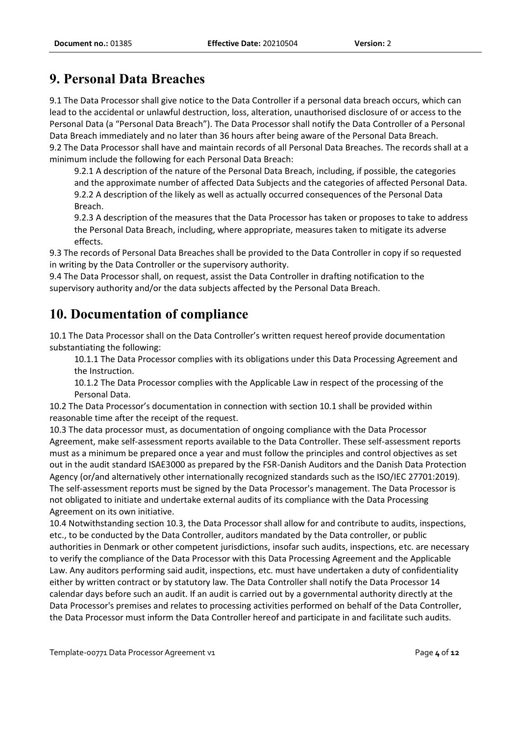# 9. Personal Data Breaches

9.1 The Data Processor shall give notice to the Data Controller if a personal data breach occurs, which can lead to the accidental or unlawful destruction, loss, alteration, unauthorised disclosure of or access to the Personal Data (a "Personal Data Breach"). The Data Processor shall notify the Data Controller of a Personal Data Breach immediately and no later than 36 hours after being aware of the Personal Data Breach.

9.2 The Data Processor shall have and maintain records of all Personal Data Breaches. The records shall at a minimum include the following for each Personal Data Breach:

> 9.2.1 A description of the nature of the Personal Data Breach, including, if possible, the categories and the approximate number of affected Data Subjects and the categories of affected Personal Data.
>
> 9.2.2 A description of the likely as well as actually occurred consequences of the Personal Data Breach.
>
> 9.2.3 A description of the measures that the Data Processor has taken or proposes to take to address the Personal Data Breach, including, where appropriate, measures taken to mitigate its adverse effects.

9.3 The records of Personal Data Breaches shall be provided to the Data Controller in copy if so requested in writing by the Data Controller or the supervisory authority.

9.4 The Data Processor shall, on request, assist the Data Controller in drafting notification to the supervisory authority and/or the data subjects affected by the Personal Data Breach.

# 10. Documentation of compliance

10.1 The Data Processor shall on the Data Controller's written request hereof provide documentation substantiating the following:

> 10.1.1 The Data Processor complies with its obligations under this Data Processing Agreement and the Instruction.
>
> 10.1.2 The Data Processor complies with the Applicable Law in respect of the processing of the Personal Data.

10.2 The Data Processor's documentation in connection with section 10.1 shall be provided within reasonable time after the receipt of the request.

10.3 The data processor must, as documentation of ongoing compliance with the Data Processor Agreement, make self-assessment reports available to the Data Controller. These self-assessment reports must as a minimum be prepared once a year and must follow the principles and control objectives as set out in the audit standard ISAE3000 as prepared by the FSR-Danish Auditors and the Danish Data Protection Agency (or/and alternatively other internationally recognized standards such as the ISO/IEC 27701:2019). The self-assessment reports must be signed by the Data Processor's management. The Data Processor is not obligated to initiate and undertake external audits of its compliance with the Data Processing Agreement on its own initiative.

10.4 Notwithstanding section 10.3, the Data Processor shall allow for and contribute to audits, inspections, etc., to be conducted by the Data Controller, auditors mandated by the Data controller, or public authorities in Denmark or other competent jurisdictions, insofar such audits, inspections, etc. are necessary to verify the compliance of the Data Processor with this Data Processing Agreement and the Applicable Law. Any auditors performing said audit, inspections, etc. must have undertaken a duty of confidentiality either by written contract or by statutory law. The Data Controller shall notify the Data Processor 14 calendar days before such an audit. If an audit is carried out by a governmental authority directly at the Data Processor's premises and relates to processing activities performed on behalf of the Data Controller, the Data Processor must inform the Data Controller hereof and participate in and facilitate such audits.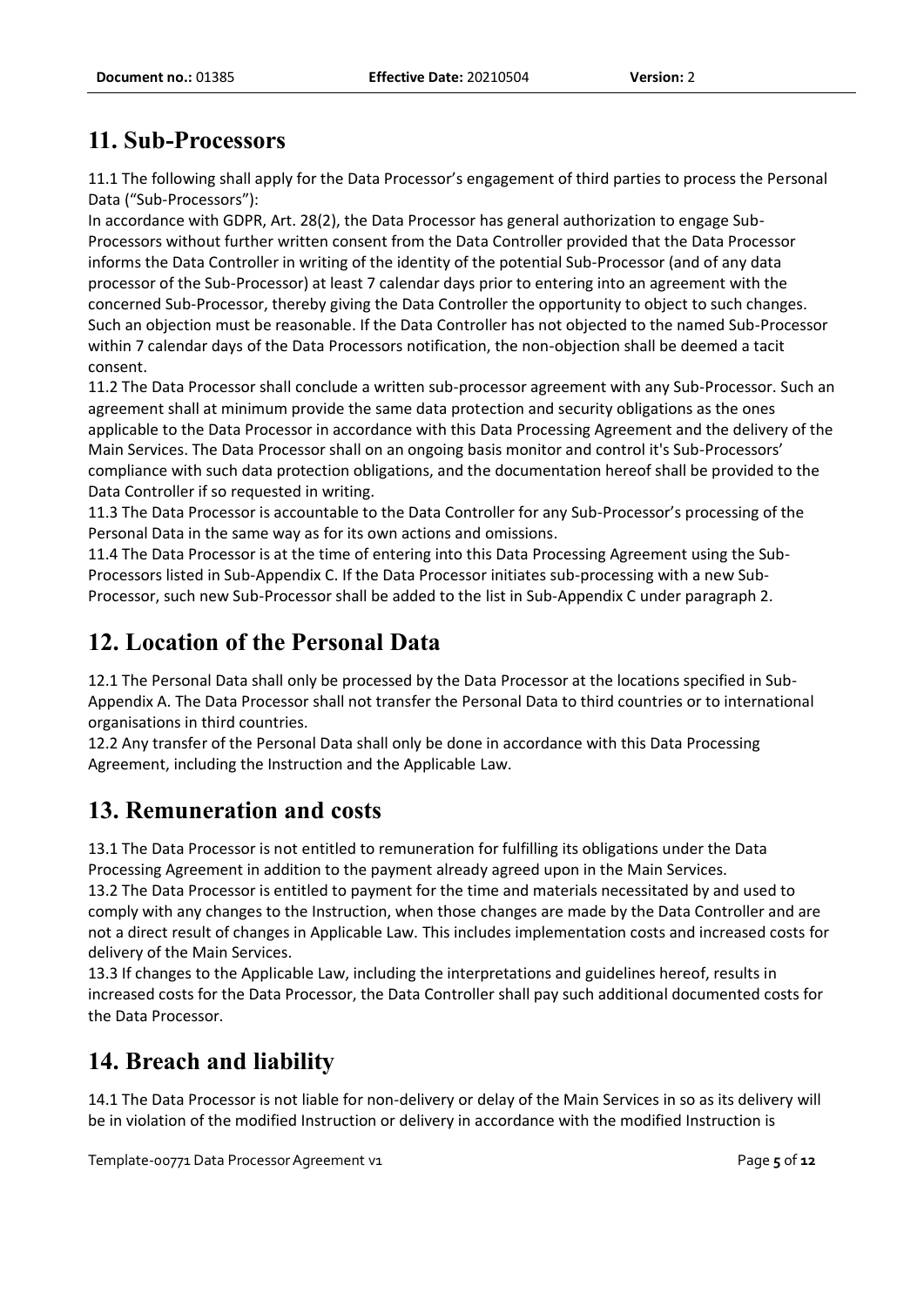## 11. Sub-Processors

11.1 The following shall apply for the Data Processor's engagement of third parties to process the Personal Data ("Sub-Processors"):

In accordance with GDPR, Art. 28(2), the Data Processor has general authorization to engage Sub-Processors without further written consent from the Data Controller provided that the Data Processor informs the Data Controller in writing of the identity of the potential Sub-Processor (and of any data processor of the Sub-Processor) at least 7 calendar days prior to entering into an agreement with the concerned Sub-Processor, thereby giving the Data Controller the opportunity to object to such changes. Such an objection must be reasonable. If the Data Controller has not objected to the named Sub-Processor within 7 calendar days of the Data Processors notification, the non-objection shall be deemed a tacit consent.

11.2 The Data Processor shall conclude a written sub-processor agreement with any Sub-Processor. Such an agreement shall at minimum provide the same data protection and security obligations as the ones applicable to the Data Processor in accordance with this Data Processing Agreement and the delivery of the Main Services. The Data Processor shall on an ongoing basis monitor and control it's Sub-Processors' compliance with such data protection obligations, and the documentation hereof shall be provided to the Data Controller if so requested in writing.

11.3 The Data Processor is accountable to the Data Controller for any Sub-Processor's processing of the Personal Data in the same way as for its own actions and omissions.

11.4 The Data Processor is at the time of entering into this Data Processing Agreement using the Sub-Processors listed in Sub-Appendix C. If the Data Processor initiates sub-processing with a new Sub-Processor, such new Sub-Processor shall be added to the list in Sub-Appendix C under paragraph 2.

## 12. Location of the Personal Data

12.1 The Personal Data shall only be processed by the Data Processor at the locations specified in Sub-Appendix A. The Data Processor shall not transfer the Personal Data to third countries or to international organisations in third countries.

12.2 Any transfer of the Personal Data shall only be done in accordance with this Data Processing Agreement, including the Instruction and the Applicable Law.

## 13. Remuneration and costs

13.1 The Data Processor is not entitled to remuneration for fulfilling its obligations under the Data Processing Agreement in addition to the payment already agreed upon in the Main Services.

13.2 The Data Processor is entitled to payment for the time and materials necessitated by and used to comply with any changes to the Instruction, when those changes are made by the Data Controller and are not a direct result of changes in Applicable Law. This includes implementation costs and increased costs for delivery of the Main Services.

13.3 If changes to the Applicable Law, including the interpretations and guidelines hereof, results in increased costs for the Data Processor, the Data Controller shall pay such additional documented costs for the Data Processor.

## 14. Breach and liability

14.1 The Data Processor is not liable for non-delivery or delay of the Main Services in so as its delivery will be in violation of the modified Instruction or delivery in accordance with the modified Instruction is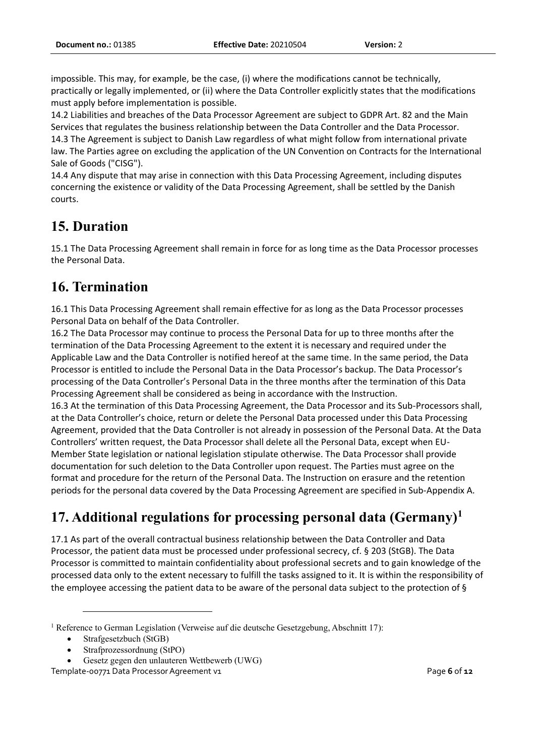impossible. This may, for example, be the case, (i) where the modifications cannot be technically, practically or legally implemented, or (ii) where the Data Controller explicitly states that the modifications must apply before implementation is possible.
14.2 Liabilities and breaches of the Data Processor Agreement are subject to GDPR Art. 82 and the Main Services that regulates the business relationship between the Data Controller and the Data Processor.
14.3 The Agreement is subject to Danish Law regardless of what might follow from international private law. The Parties agree on excluding the application of the UN Convention on Contracts for the International Sale of Goods ("CISG").
14.4 Any dispute that may arise in connection with this Data Processing Agreement, including disputes concerning the existence or validity of the Data Processing Agreement, shall be settled by the Danish courts.

## 15. Duration

15.1 The Data Processing Agreement shall remain in force for as long time as the Data Processor processes the Personal Data.

## 16. Termination

16.1 This Data Processing Agreement shall remain effective for as long as the Data Processor processes Personal Data on behalf of the Data Controller.
16.2 The Data Processor may continue to process the Personal Data for up to three months after the termination of the Data Processing Agreement to the extent it is necessary and required under the Applicable Law and the Data Controller is notified hereof at the same time. In the same period, the Data Processor is entitled to include the Personal Data in the Data Processor's backup. The Data Processor's processing of the Data Controller's Personal Data in the three months after the termination of this Data Processing Agreement shall be considered as being in accordance with the Instruction.
16.3 At the termination of this Data Processing Agreement, the Data Processor and its Sub-Processors shall, at the Data Controller's choice, return or delete the Personal Data processed under this Data Processing Agreement, provided that the Data Controller is not already in possession of the Personal Data. At the Data Controllers' written request, the Data Processor shall delete all the Personal Data, except when EU-Member State legislation or national legislation stipulate otherwise. The Data Processor shall provide documentation for such deletion to the Data Controller upon request. The Parties must agree on the format and procedure for the return of the Personal Data. The Instruction on erasure and the retention periods for the personal data covered by the Data Processing Agreement are specified in Sub-Appendix A.

## 17. Additional regulations for processing personal data (Germany)[1]

17.1 As part of the overall contractual business relationship between the Data Controller and Data Processor, the patient data must be processed under professional secrecy, cf. § 203 (StGB). The Data Processor is committed to maintain confidentiality about professional secrets and to gain knowledge of the processed data only to the extent necessary to fulfill the tasks assigned to it. It is within the responsibility of the employee accessing the patient data to be aware of the personal data subject to the protection of §

---

[1] Reference to German Legislation (Verweise auf die deutsche Gesetzgebung, Abschnitt 17):

- Strafgesetzbuch (StGB)
- Strafprozessordnung (StPO)
- Gesetz gegen den unlauteren Wettbewerb (UWG)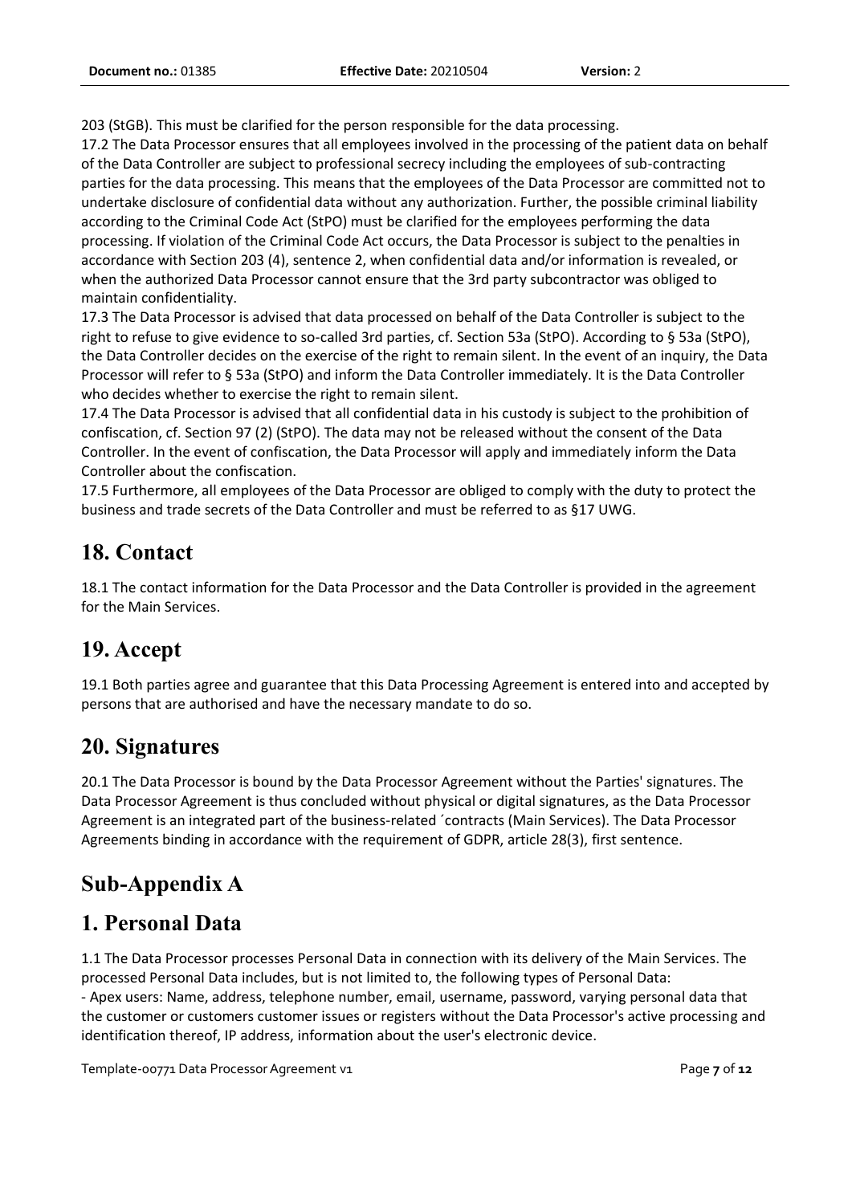203 (StGB). This must be clarified for the person responsible for the data processing.

17.2 The Data Processor ensures that all employees involved in the processing of the patient data on behalf of the Data Controller are subject to professional secrecy including the employees of sub-contracting parties for the data processing. This means that the employees of the Data Processor are committed not to undertake disclosure of confidential data without any authorization. Further, the possible criminal liability according to the Criminal Code Act (StPO) must be clarified for the employees performing the data processing. If violation of the Criminal Code Act occurs, the Data Processor is subject to the penalties in accordance with Section 203 (4), sentence 2, when confidential data and/or information is revealed, or when the authorized Data Processor cannot ensure that the 3rd party subcontractor was obliged to maintain confidentiality.

17.3 The Data Processor is advised that data processed on behalf of the Data Controller is subject to the right to refuse to give evidence to so-called 3rd parties, cf. Section 53a (StPO). According to § 53a (StPO), the Data Controller decides on the exercise of the right to remain silent. In the event of an inquiry, the Data Processor will refer to § 53a (StPO) and inform the Data Controller immediately. It is the Data Controller who decides whether to exercise the right to remain silent.

17.4 The Data Processor is advised that all confidential data in his custody is subject to the prohibition of confiscation, cf. Section 97 (2) (StPO). The data may not be released without the consent of the Data Controller. In the event of confiscation, the Data Processor will apply and immediately inform the Data Controller about the confiscation.

17.5 Furthermore, all employees of the Data Processor are obliged to comply with the duty to protect the business and trade secrets of the Data Controller and must be referred to as §17 UWG.

## 18. Contact

18.1 The contact information for the Data Processor and the Data Controller is provided in the agreement for the Main Services.

## 19. Accept

19.1 Both parties agree and guarantee that this Data Processing Agreement is entered into and accepted by persons that are authorised and have the necessary mandate to do so.

## 20. Signatures

20.1 The Data Processor is bound by the Data Processor Agreement without the Parties' signatures. The Data Processor Agreement is thus concluded without physical or digital signatures, as the Data Processor Agreement is an integrated part of the business-related ´contracts (Main Services). The Data Processor Agreements binding in accordance with the requirement of GDPR, article 28(3), first sentence.

# Sub-Appendix A

## 1. Personal Data

1.1 The Data Processor processes Personal Data in connection with its delivery of the Main Services. The processed Personal Data includes, but is not limited to, the following types of Personal Data:

- Apex users: Name, address, telephone number, email, username, password, varying personal data that the customer or customers customer issues or registers without the Data Processor's active processing and identification thereof, IP address, information about the user's electronic device.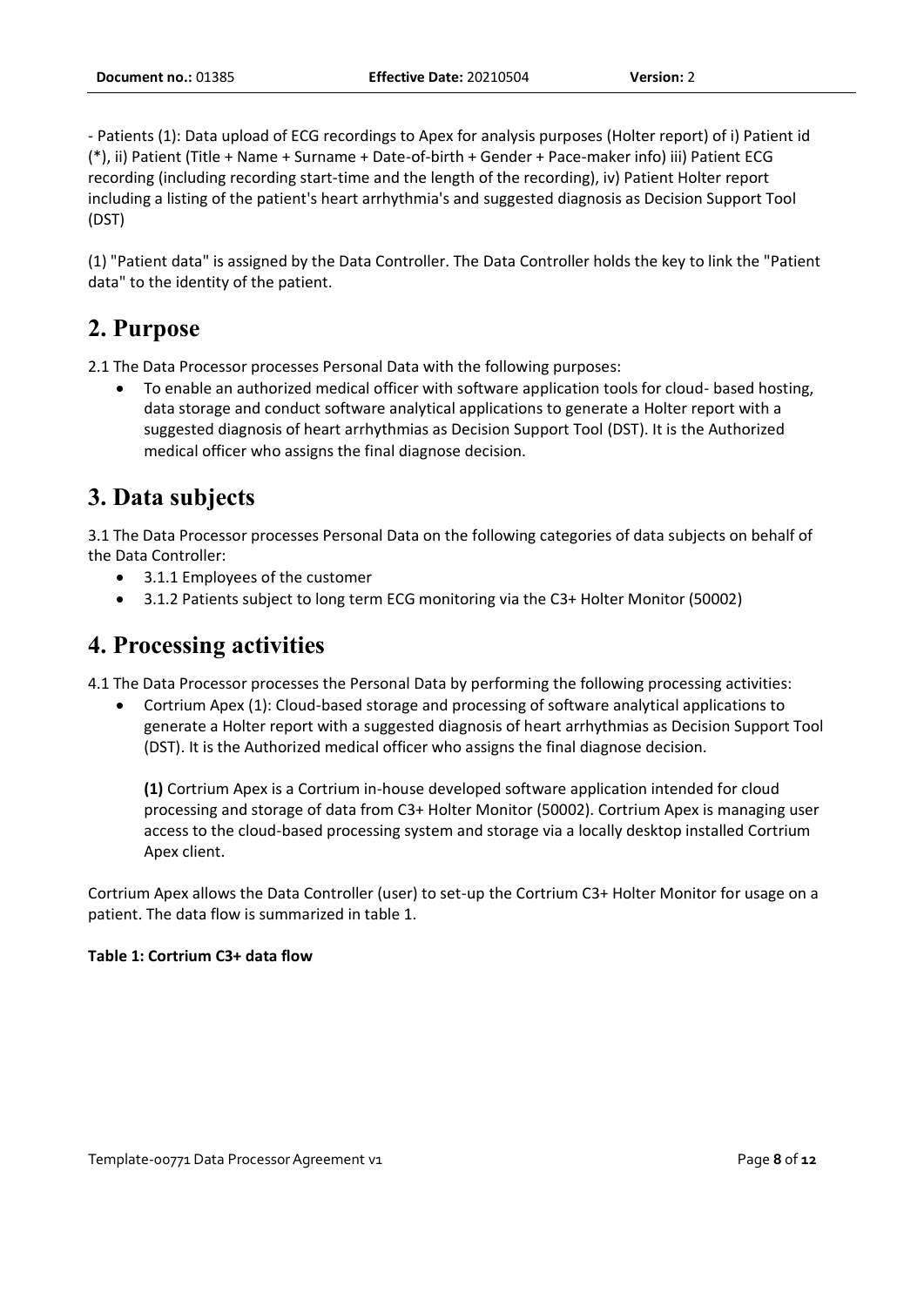- Patients (1): Data upload of ECG recordings to Apex for analysis purposes (Holter report) of i) Patient id (*), ii) Patient (Title + Name + Surname + Date-of-birth + Gender + Pace-maker info) iii) Patient ECG recording (including recording start-time and the length of the recording), iv) Patient Holter report including a listing of the patient's heart arrhythmia's and suggested diagnosis as Decision Support Tool (DST)

(1) "Patient data" is assigned by the Data Controller. The Data Controller holds the key to link the "Patient data" to the identity of the patient.

# 2. Purpose

2.1 The Data Processor processes Personal Data with the following purposes:

- To enable an authorized medical officer with software application tools for cloud- based hosting, data storage and conduct software analytical applications to generate a Holter report with a suggested diagnosis of heart arrhythmias as Decision Support Tool (DST). It is the Authorized medical officer who assigns the final diagnose decision.

# 3. Data subjects

3.1 The Data Processor processes Personal Data on the following categories of data subjects on behalf of the Data Controller:

- 3.1.1 Employees of the customer
- 3.1.2 Patients subject to long term ECG monitoring via the C3+ Holter Monitor (50002)

# 4. Processing activities

4.1 The Data Processor processes the Personal Data by performing the following processing activities:

- Cortrium Apex (1): Cloud-based storage and processing of software analytical applications to generate a Holter report with a suggested diagnosis of heart arrhythmias as Decision Support Tool (DST). It is the Authorized medical officer who assigns the final diagnose decision.

  **(1)** Cortrium Apex is a Cortrium in-house developed software application intended for cloud processing and storage of data from C3+ Holter Monitor (50002). Cortrium Apex is managing user access to the cloud-based processing system and storage via a locally desktop installed Cortrium Apex client.

Cortrium Apex allows the Data Controller (user) to set-up the Cortrium C3+ Holter Monitor for usage on a patient. The data flow is summarized in table 1.

**Table 1: Cortrium C3+ data flow**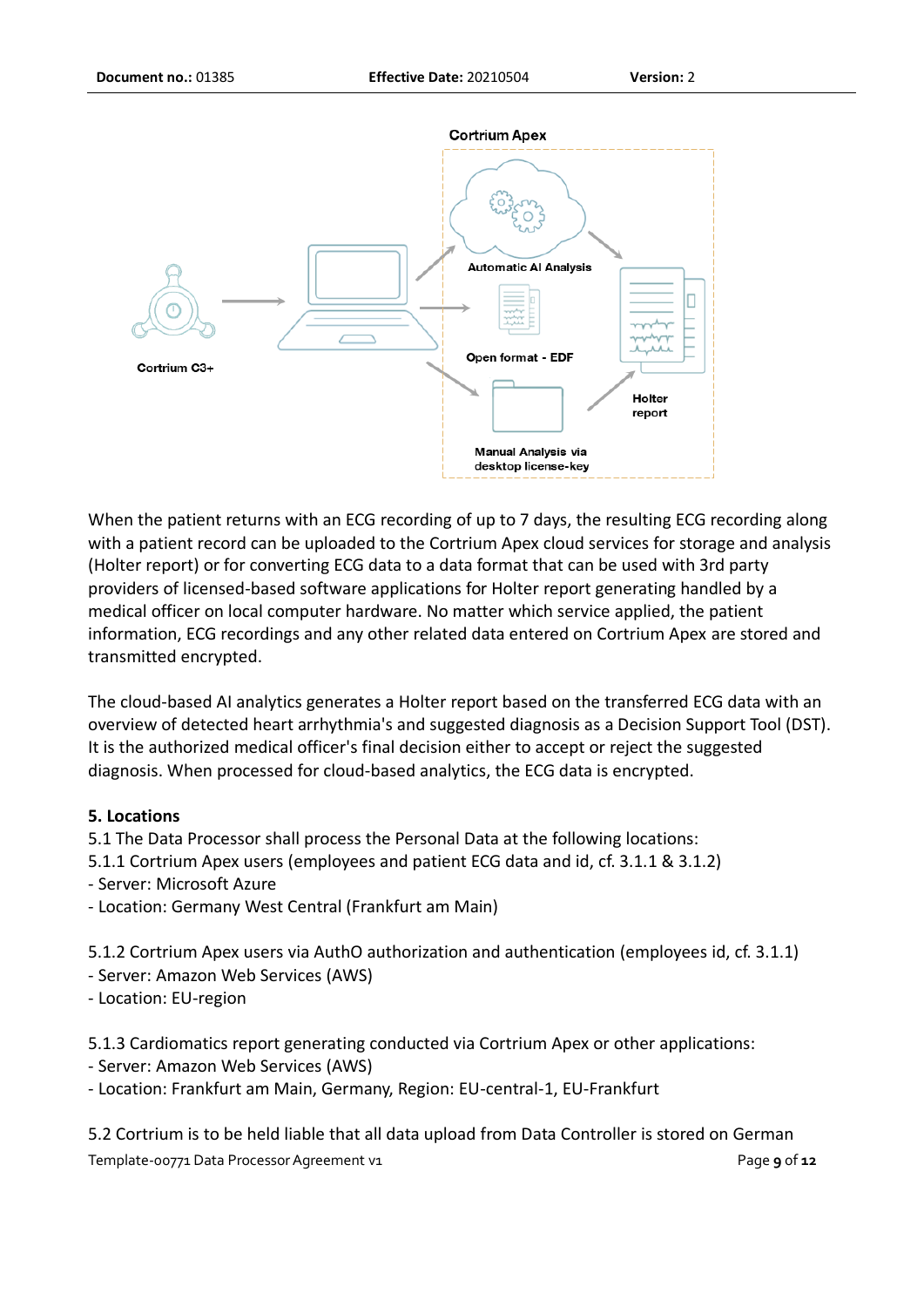Cortrium Apex

Automatic AI Analysis

Open format - EDF

Manual Analysis via desktop license-key

Holter report

Cortrium C3+

When the patient returns with an ECG recording of up to 7 days, the resulting ECG recording along with a patient record can be uploaded to the Cortrium Apex cloud services for storage and analysis (Holter report) or for converting ECG data to a data format that can be used with 3rd party providers of licensed-based software applications for Holter report generating handled by a medical officer on local computer hardware. No matter which service applied, the patient information, ECG recordings and any other related data entered on Cortrium Apex are stored and transmitted encrypted.

The cloud-based AI analytics generates a Holter report based on the transferred ECG data with an overview of detected heart arrhythmia's and suggested diagnosis as a Decision Support Tool (DST). It is the authorized medical officer's final decision either to accept or reject the suggested diagnosis. When processed for cloud-based analytics, the ECG data is encrypted.

**5. Locations**

5.1 The Data Processor shall process the Personal Data at the following locations:

5.1.1 Cortrium Apex users (employees and patient ECG data and id, cf. 3.1.1 & 3.1.2)

- Server: Microsoft Azure
- Location: Germany West Central (Frankfurt am Main)

5.1.2 Cortrium Apex users via AuthO authorization and authentication (employees id, cf. 3.1.1)

- Server: Amazon Web Services (AWS)
- Location: EU-region

5.1.3 Cardiomatics report generating conducted via Cortrium Apex or other applications:

- Server: Amazon Web Services (AWS)
- Location: Frankfurt am Main, Germany, Region: EU-central-1, EU-Frankfurt

5.2 Cortrium is to be held liable that all data upload from Data Controller is stored on German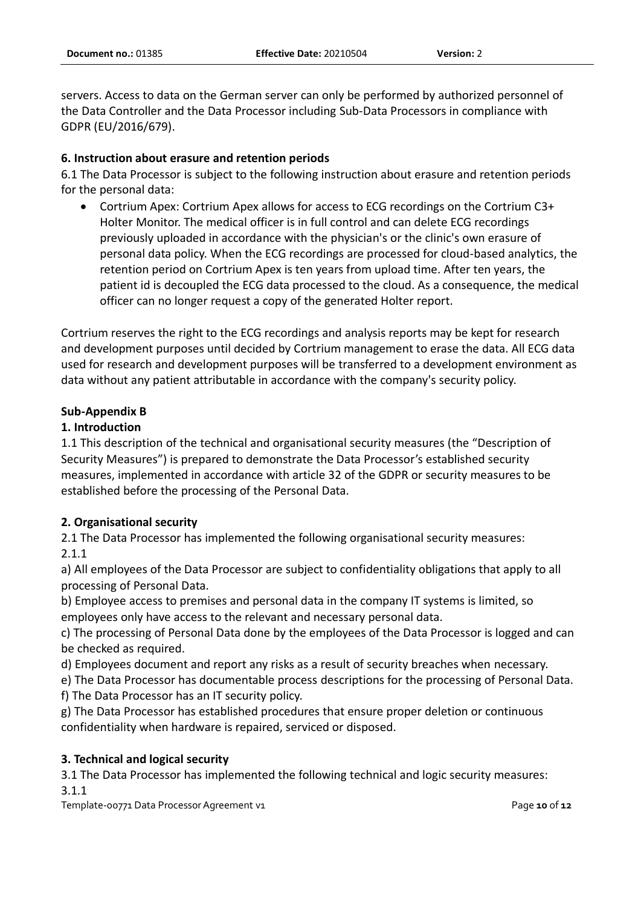servers. Access to data on the German server can only be performed by authorized personnel of the Data Controller and the Data Processor including Sub-Data Processors in compliance with GDPR (EU/2016/679).

**6. Instruction about erasure and retention periods**

6.1 The Data Processor is subject to the following instruction about erasure and retention periods for the personal data:

- Cortrium Apex: Cortrium Apex allows for access to ECG recordings on the Cortrium C3+ Holter Monitor. The medical officer is in full control and can delete ECG recordings previously uploaded in accordance with the physician's or the clinic's own erasure of personal data policy. When the ECG recordings are processed for cloud-based analytics, the retention period on Cortrium Apex is ten years from upload time. After ten years, the patient id is decoupled the ECG data processed to the cloud. As a consequence, the medical officer can no longer request a copy of the generated Holter report.

Cortrium reserves the right to the ECG recordings and analysis reports may be kept for research and development purposes until decided by Cortrium management to erase the data. All ECG data used for research and development purposes will be transferred to a development environment as data without any patient attributable in accordance with the company's security policy.

**Sub-Appendix B**

**1. Introduction**

1.1 This description of the technical and organisational security measures (the "Description of Security Measures") is prepared to demonstrate the Data Processor's established security measures, implemented in accordance with article 32 of the GDPR or security measures to be established before the processing of the Personal Data.

**2. Organisational security**

2.1 The Data Processor has implemented the following organisational security measures:

2.1.1

a) All employees of the Data Processor are subject to confidentiality obligations that apply to all processing of Personal Data.

b) Employee access to premises and personal data in the company IT systems is limited, so employees only have access to the relevant and necessary personal data.

c) The processing of Personal Data done by the employees of the Data Processor is logged and can be checked as required.

d) Employees document and report any risks as a result of security breaches when necessary.

e) The Data Processor has documentable process descriptions for the processing of Personal Data.

f) The Data Processor has an IT security policy.

g) The Data Processor has established procedures that ensure proper deletion or continuous confidentiality when hardware is repaired, serviced or disposed.

**3. Technical and logical security**

3.1 The Data Processor has implemented the following technical and logic security measures:

3.1.1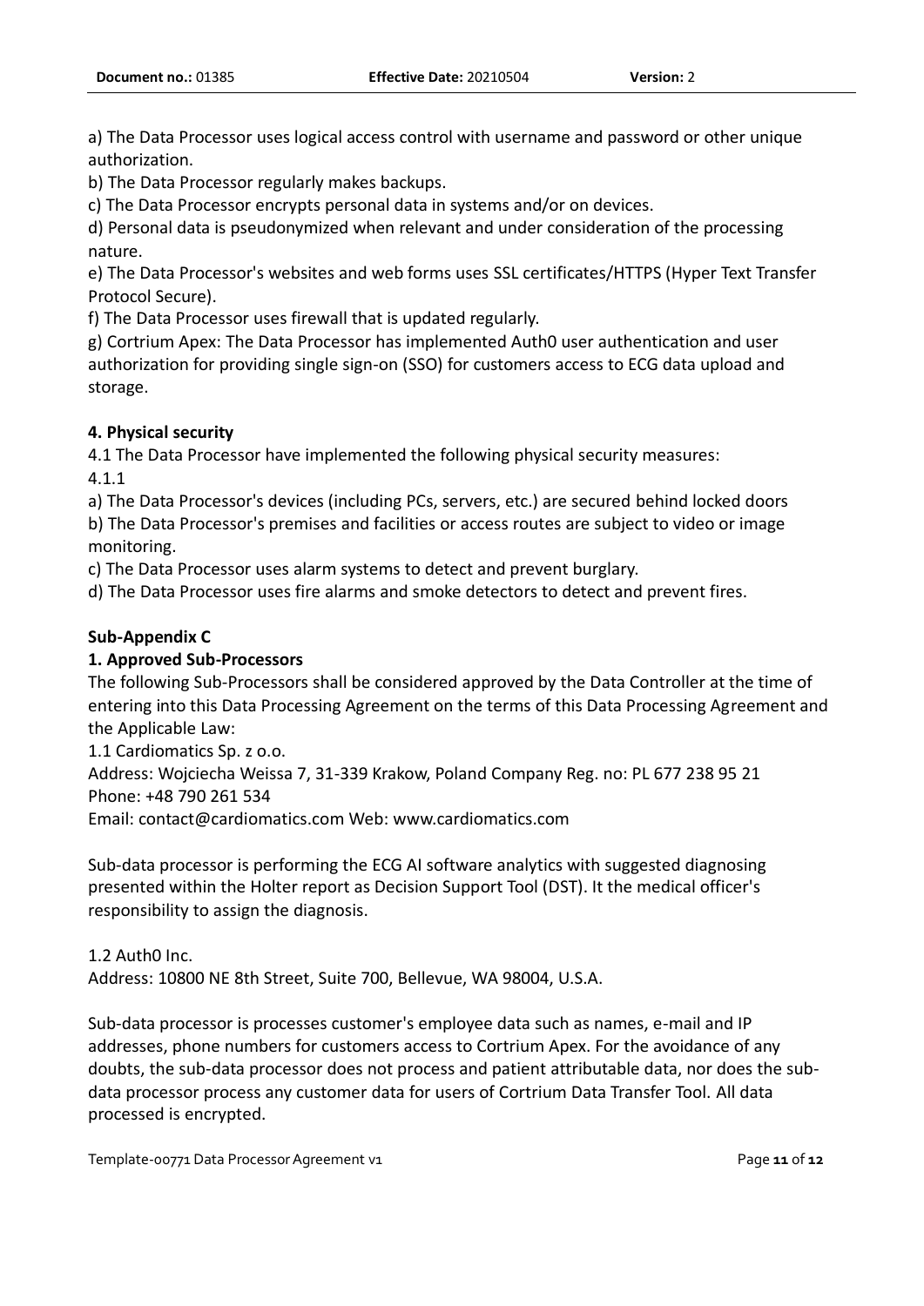a) The Data Processor uses logical access control with username and password or other unique authorization.

b) The Data Processor regularly makes backups.

c) The Data Processor encrypts personal data in systems and/or on devices.

d) Personal data is pseudonymized when relevant and under consideration of the processing nature.

e) The Data Processor's websites and web forms uses SSL certificates/HTTPS (Hyper Text Transfer Protocol Secure).

f) The Data Processor uses firewall that is updated regularly.

g) Cortrium Apex: The Data Processor has implemented Auth0 user authentication and user authorization for providing single sign-on (SSO) for customers access to ECG data upload and storage.

**4. Physical security**

4.1 The Data Processor have implemented the following physical security measures:

4.1.1

a) The Data Processor's devices (including PCs, servers, etc.) are secured behind locked doors

b) The Data Processor's premises and facilities or access routes are subject to video or image monitoring.

c) The Data Processor uses alarm systems to detect and prevent burglary.

d) The Data Processor uses fire alarms and smoke detectors to detect and prevent fires.

**Sub-Appendix C**

**1. Approved Sub-Processors**

The following Sub-Processors shall be considered approved by the Data Controller at the time of entering into this Data Processing Agreement on the terms of this Data Processing Agreement and the Applicable Law:

1.1 Cardiomatics Sp. z o.o.

Address: Wojciecha Weissa 7, 31-339 Krakow, Poland Company Reg. no: PL 677 238 95 21

Phone: +48 790 261 534

Email: contact@cardiomatics.com Web: www.cardiomatics.com

Sub-data processor is performing the ECG AI software analytics with suggested diagnosing presented within the Holter report as Decision Support Tool (DST). It the medical officer's responsibility to assign the diagnosis.

1.2 Auth0 Inc.

Address: 10800 NE 8th Street, Suite 700, Bellevue, WA 98004, U.S.A.

Sub-data processor is processes customer's employee data such as names, e-mail and IP addresses, phone numbers for customers access to Cortrium Apex. For the avoidance of any doubts, the sub-data processor does not process and patient attributable data, nor does the sub-data processor process any customer data for users of Cortrium Data Transfer Tool. All data processed is encrypted.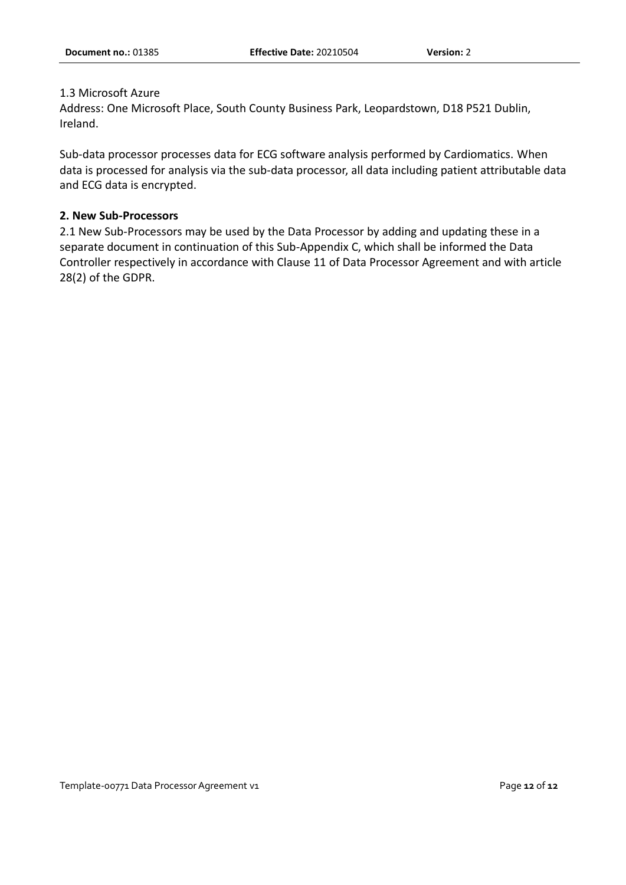1.3 Microsoft Azure

Address: One Microsoft Place, South County Business Park, Leopardstown, D18 P521 Dublin, Ireland.

Sub-data processor processes data for ECG software analysis performed by Cardiomatics. When data is processed for analysis via the sub-data processor, all data including patient attributable data and ECG data is encrypted.

**2. New Sub-Processors**

2.1 New Sub-Processors may be used by the Data Processor by adding and updating these in a separate document in continuation of this Sub-Appendix C, which shall be informed the Data Controller respectively in accordance with Clause 11 of Data Processor Agreement and with article 28(2) of the GDPR.